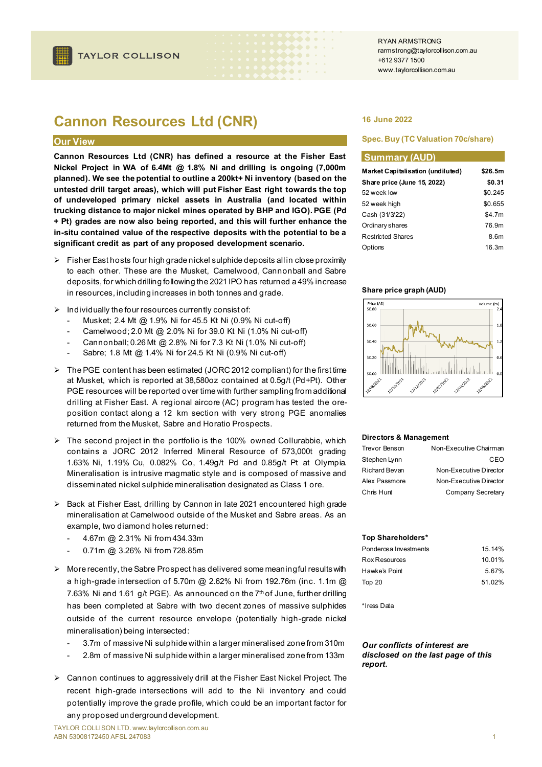# Cannon Resources Ltd (CNR)

16 June 2022

**Spec. Buy (TC Valuation 70c/share)**

## Our View

**Cannon Resources Ltd (CNR) has defined a resource at the Fisher East Nickel Project in WA of 6.4Mt @ 1.8% Ni and drilling is ongoing (7,000m planned). We see the potential to outline a 200kt+ Ni inventory (based on the untested drill target areas), which will put Fisher East right towards the top of undeveloped primary nickel assets in Australia (and located within trucking distance to major nickel mines operated by BHP and IGO). PGE (Pd + Pt) grades are now also being reported, and this will further enhance the in-situ contained value of the respective deposits with the potential to be a significant credit as part of any proposed development scenario.**

- Fisher East hosts four high grade nickel sulphide deposits all in close proximity to each other. These are the Musket, Camelwood, Cannonball and Sabre deposits, for which drilling following the 2021 IPO has returned a 49% increase in resources, including increases in both tonnes and grade.
- Individually the four resources currently consist of:
  - Musket; 2.4 Mt @ 1.9% Ni for 45.5 Kt Ni (0.9% Ni cut-off)
  - Camelwood; 2.0 Mt @ 2.0% Ni for 39.0 Kt Ni (1.0% Ni cut-off)
  - Cannonball; 0.26 Mt @ 2.8% Ni for 7.3 Kt Ni (1.0% Ni cut-off)
  - Sabre; 1.8 Mt @ 1.4% Ni for 24.5 Kt Ni (0.9% Ni cut-off)
- The PGE content has been estimated (JORC 2012 compliant) for the first time at Musket, which is reported at 38,580oz contained at 0.5g/t (Pd+Pt). Other PGE resources will be reported over time with further sampling from additional drilling at Fisher East. A regional aircore (AC) program has tested the ore-position contact along a 12 km section with very strong PGE anomalies returned from the Musket, Sabre and Horatio Prospects.
- The second project in the portfolio is the 100% owned Collurabbie, which contains a JORC 2012 Inferred Mineral Resource of 573,000t grading 1.63% Ni, 1.19% Cu, 0.082% Co, 1.49g/t Pd and 0.85g/t Pt at Olympia. Mineralisation is intrusive magmatic style and is composed of massive and disseminated nickel sulphide mineralisation designated as Class 1 ore.
- Back at Fisher East, drilling by Cannon in late 2021 encountered high grade mineralisation at Camelwood outside of the Musket and Sabre areas. As an example, two diamond holes returned:
  - 4.67m @ 2.31% Ni from 434.33m
  - 0.71m @ 3.26% Ni from 728.85m
- More recently, the Sabre Prospect has delivered some meaningful results with a high-grade intersection of 5.70m @ 2.62% Ni from 192.76m (inc. 1.1m @ 7.63% Ni and 1.61 g/t PGE). As announced on the 7th of June, further drilling has been completed at Sabre with two decent zones of massive sulphides outside of the current resource envelope (potentially high-grade nickel mineralisation) being intersected:
  - 3.7m of massive Ni sulphide within a larger mineralised zone from 310m
  - 2.8m of massive Ni sulphide within a larger mineralised zone from 133m
- Cannon continues to aggressively drill at the Fisher East Nickel Project. The recent high-grade intersections will add to the Ni inventory and could potentially improve the grade profile, which could be an important factor for any proposed underground development.

## Summary (AUD)

| | |
|---|---|
| **Market Capitalisation (undiluted)** | **$26.5m** |
| **Share price (June 15, 2022)** | **$0.31** |
| 52 week low | $0.245 |
| 52 week high | $0.655 |
| Cash (31/3/22) | $4.7m |
| Ordinary shares | 76.9m |
| Restricted Shares | 8.6m |
| Options | 16.3m |

**Share price graph (AUD)**

| | |
|---|---|
| **Directors & Management** | |
| Trevor Benson | Non-Executive Chairman |
| Stephen Lynn | CEO |
| Richard Bevan | Non-Executive Director |
| Alex Passmore | Non-Executive Director |
| Chris Hunt | Company Secretary |

| | |
|---|---|
| **Top Shareholders*** | |
| Ponderosa Investments | 15.14% |
| Rox Resources | 10.01% |
| Hawke's Point | 5.67% |
| Top 20 | 51.02% |

*Iress Data

***Our conflicts of interest are disclosed on the last page of this report.***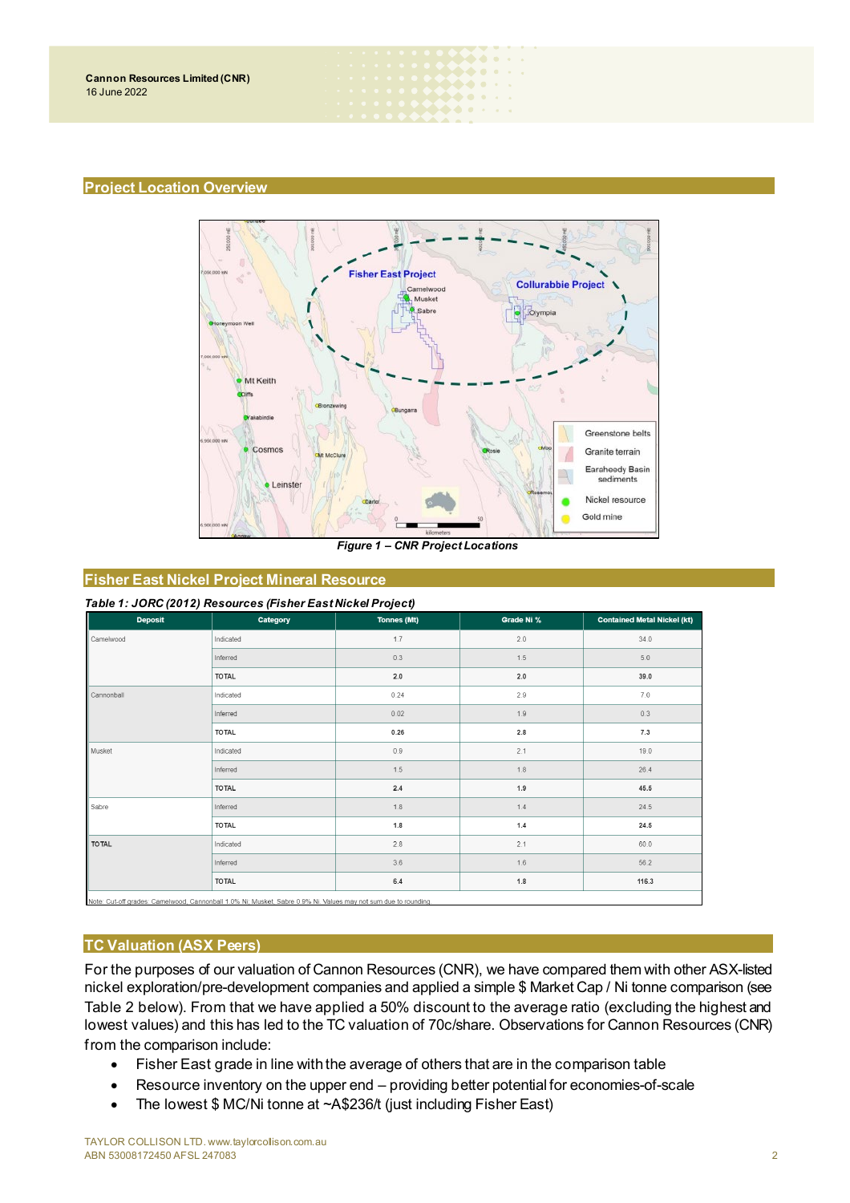## Project Location Overview

*Figure 1 – CNR Project Locations*

## Fisher East Nickel Project Mineral Resource

***Table 1: JORC (2012) Resources (Fisher East Nickel Project)***

| Deposit | Category | Tonnes (Mt) | Grade Ni % | Contained Metal Nickel (kt) |
|---|---|---|---|---|
| Camelwood | Indicated | 1.7 | 2.0 | 34.0 |
| | Inferred | 0.3 | 1.5 | 5.0 |
| | **TOTAL** | **2.0** | **2.0** | **39.0** |
| Cannonball | Indicated | 0.24 | 2.9 | 7.0 |
| | Inferred | 0.02 | 1.9 | 0.3 |
| | **TOTAL** | **0.26** | **2.8** | **7.3** |
| Musket | Indicated | 0.9 | 2.1 | 19.0 |
| | Inferred | 1.5 | 1.8 | 26.4 |
| | **TOTAL** | **2.4** | **1.9** | **45.5** |
| Sabre | Inferred | 1.8 | 1.4 | 24.5 |
| | **TOTAL** | **1.8** | **1.4** | **24.5** |
| TOTAL | Indicated | 2.8 | 2.1 | 60.0 |
| | Inferred | 3.6 | 1.6 | 56.2 |
| | **TOTAL** | **6.4** | **1.8** | **116.3** |

Note: Cut-off grades: Camelwood, Cannonball 1.0% Ni, Musket, Sabre 0.9% Ni. Values may not sum due to rounding

## TC Valuation (ASX Peers)

For the purposes of our valuation of Cannon Resources (CNR), we have compared them with other ASX-listed nickel exploration/pre-development companies and applied a simple $ Market Cap / Ni tonne comparison (see Table 2 below). From that we have applied a 50% discount to the average ratio (excluding the highest and lowest values) and this has led to the TC valuation of 70c/share. Observations for Cannon Resources (CNR) from the comparison include:

- Fisher East grade in line with the average of others that are in the comparison table
- Resource inventory on the upper end – providing better potential for economies-of-scale
- The lowest $ MC/Ni tonne at ~A$236/t (just including Fisher East)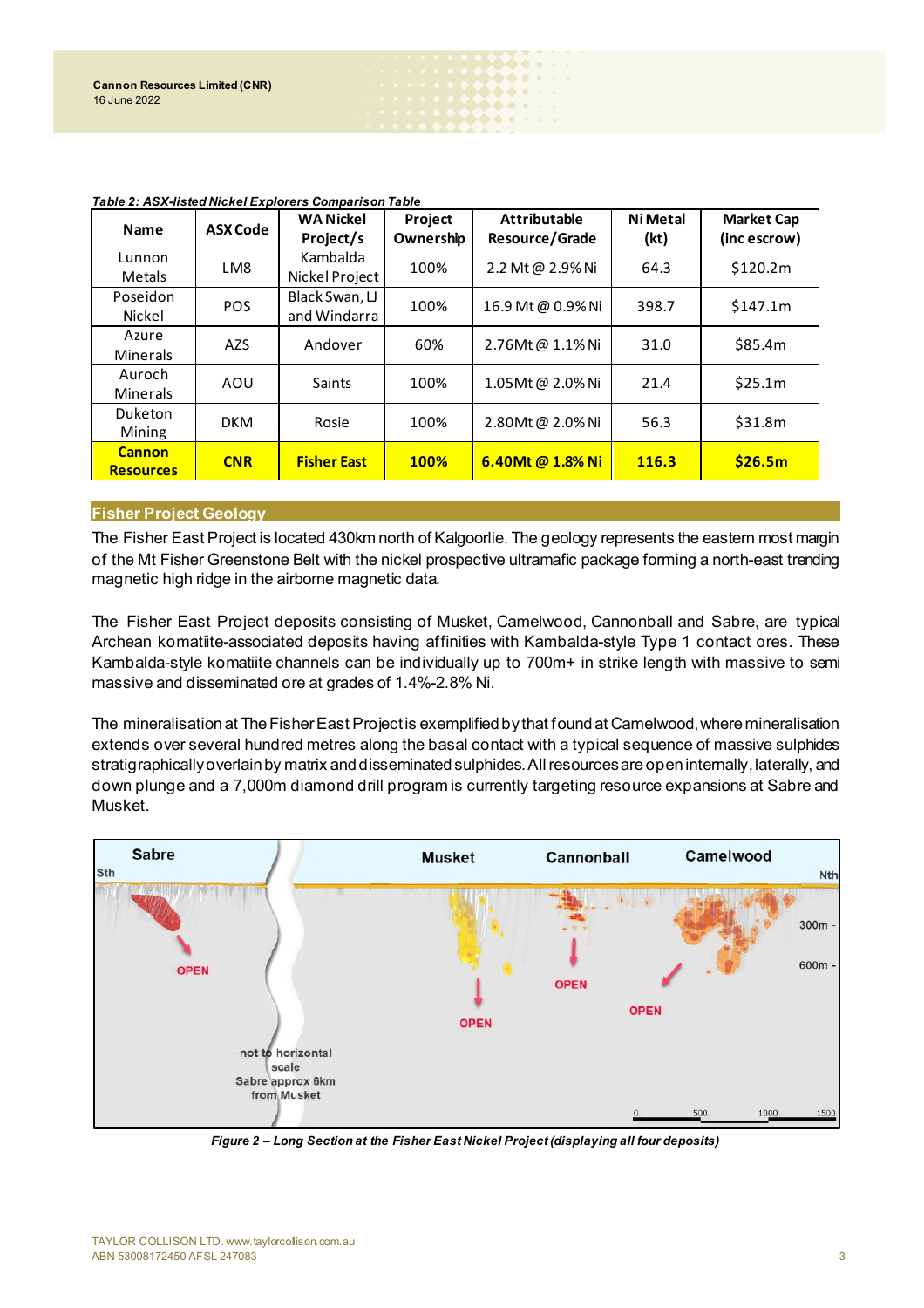*Table 2: ASX-listed Nickel Explorers Comparison Table*

| Name | ASX Code | WA Nickel Project/s | Project Ownership | Attributable Resource/Grade | Ni Metal (kt) | Market Cap (inc escrow) |
|---|---|---|---|---|---|---|
| Lunnon Metals | LM8 | Kambalda Nickel Project | 100% | 2.2 Mt @ 2.9% Ni | 64.3 | $120.2m |
| Poseidon Nickel | POS | Black Swan, LJ and Windarra | 100% | 16.9 Mt @ 0.9% Ni | 398.7 | $147.1m |
| Azure Minerals | AZS | Andover | 60% | 2.76Mt @ 1.1% Ni | 31.0 | $85.4m |
| Auroch Minerals | AOU | Saints | 100% | 1.05Mt @ 2.0% Ni | 21.4 | $25.1m |
| Duketon Mining | DKM | Rosie | 100% | 2.80Mt @ 2.0% Ni | 56.3 | $31.8m |
| **Cannon Resources** | **CNR** | **Fisher East** | **100%** | **6.40Mt @ 1.8% Ni** | **116.3** | **$26.5m** |

## Fisher Project Geology

The Fisher East Project is located 430km north of Kalgoorlie. The geology represents the eastern most margin of the Mt Fisher Greenstone Belt with the nickel prospective ultramafic package forming a north-east trending magnetic high ridge in the airborne magnetic data.

The Fisher East Project deposits consisting of Musket, Camelwood, Cannonball and Sabre, are typical Archean komatiite-associated deposits having affinities with Kambalda-style Type 1 contact ores. These Kambalda-style komatiite channels can be individually up to 700m+ in strike length with massive to semi massive and disseminated ore at grades of 1.4%-2.8% Ni.

The mineralisation at The Fisher East Project is exemplified by that found at Camelwood, where mineralisation extends over several hundred metres along the basal contact with a typical sequence of massive sulphides stratigraphically overlain by matrix and disseminated sulphides. All resources are open internally, laterally, and down plunge and a 7,000m diamond drill program is currently targeting resource expansions at Sabre and Musket.

*Figure 2 – Long Section at the Fisher East Nickel Project (displaying all four deposits)*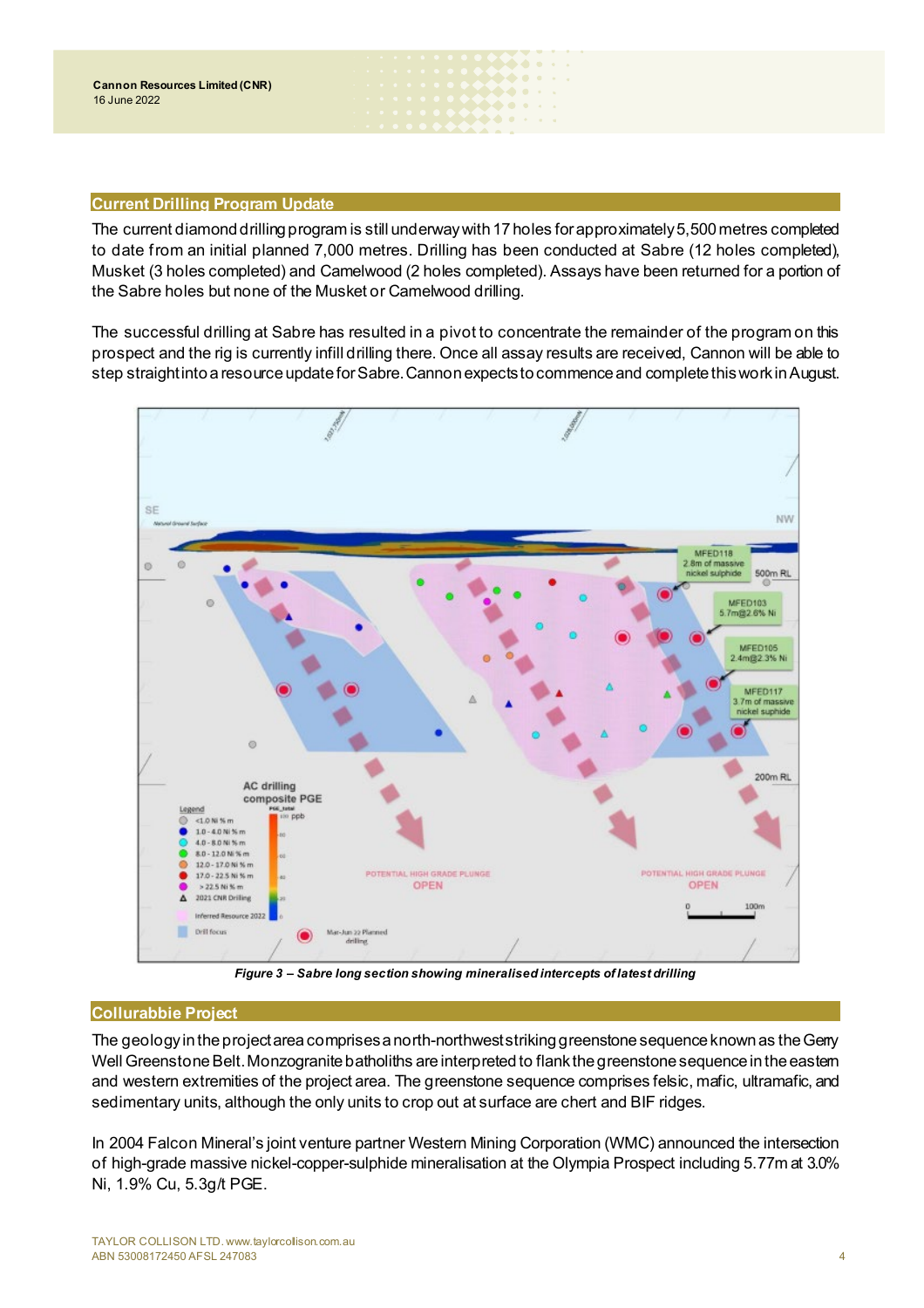## Current Drilling Program Update

The current diamond drilling program is still underway with 17 holes for approximately 5,500 metres completed to date from an initial planned 7,000 metres. Drilling has been conducted at Sabre (12 holes completed), Musket (3 holes completed) and Camelwood (2 holes completed). Assays have been returned for a portion of the Sabre holes but none of the Musket or Camelwood drilling.

The successful drilling at Sabre has resulted in a pivot to concentrate the remainder of the program on this prospect and the rig is currently infill drilling there. Once all assay results are received, Cannon will be able to step straight into a resource update for Sabre. Cannon expects to commence and complete this work in August.

*Figure 3 – Sabre long section showing mineralised intercepts of latest drilling*

## Collurabbie Project

The geology in the project area comprises a north-northwest striking greenstone sequence known as the Gerry Well Greenstone Belt. Monzogranite batholiths are interpreted to flank the greenstone sequence in the eastern and western extremities of the project area. The greenstone sequence comprises felsic, mafic, ultramafic, and sedimentary units, although the only units to crop out at surface are chert and BIF ridges.

In 2004 Falcon Mineral's joint venture partner Western Mining Corporation (WMC) announced the intersection of high-grade massive nickel-copper-sulphide mineralisation at the Olympia Prospect including 5.77m at 3.0% Ni, 1.9% Cu, 5.3g/t PGE.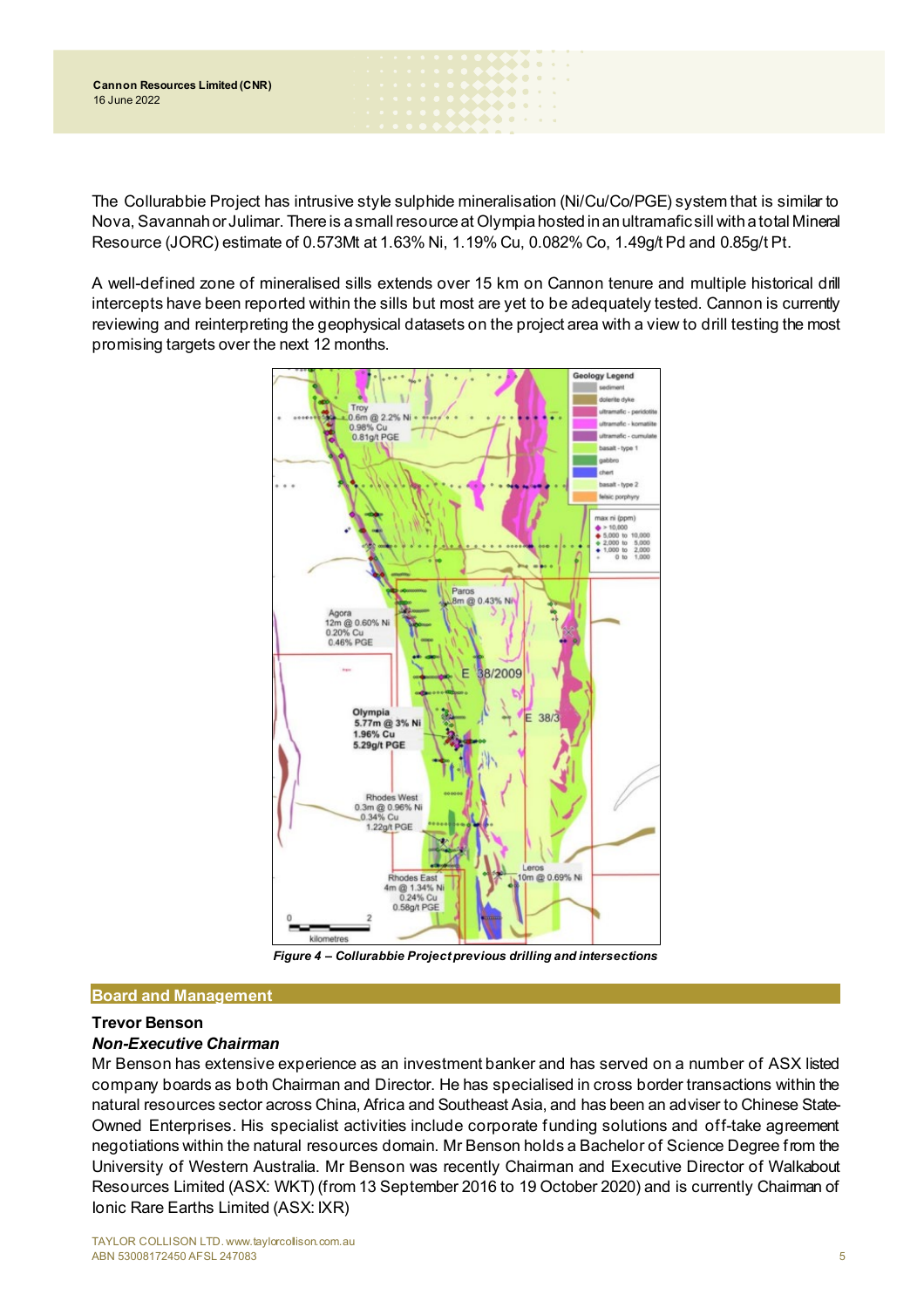The Collurabbie Project has intrusive style sulphide mineralisation (Ni/Cu/Co/PGE) system that is similar to Nova, Savannah or Julimar. There is a small resource at Olympia hosted in an ultramafic sill with a total Mineral Resource (JORC) estimate of 0.573Mt at 1.63% Ni, 1.19% Cu, 0.082% Co, 1.49g/t Pd and 0.85g/t Pt.

A well-defined zone of mineralised sills extends over 15 km on Cannon tenure and multiple historical drill intercepts have been reported within the sills but most are yet to be adequately tested. Cannon is currently reviewing and reinterpreting the geophysical datasets on the project area with a view to drill testing the most promising targets over the next 12 months.

*Figure 4 – Collurabbie Project previous drilling and intersections*

## Board and Management

**Trevor Benson**

***Non-Executive Chairman***

Mr Benson has extensive experience as an investment banker and has served on a number of ASX listed company boards as both Chairman and Director. He has specialised in cross border transactions within the natural resources sector across China, Africa and Southeast Asia, and has been an adviser to Chinese State-Owned Enterprises. His specialist activities include corporate funding solutions and off-take agreement negotiations within the natural resources domain. Mr Benson holds a Bachelor of Science Degree from the University of Western Australia. Mr Benson was recently Chairman and Executive Director of Walkabout Resources Limited (ASX: WKT) (from 13 September 2016 to 19 October 2020) and is currently Chairman of Ionic Rare Earths Limited (ASX: IXR)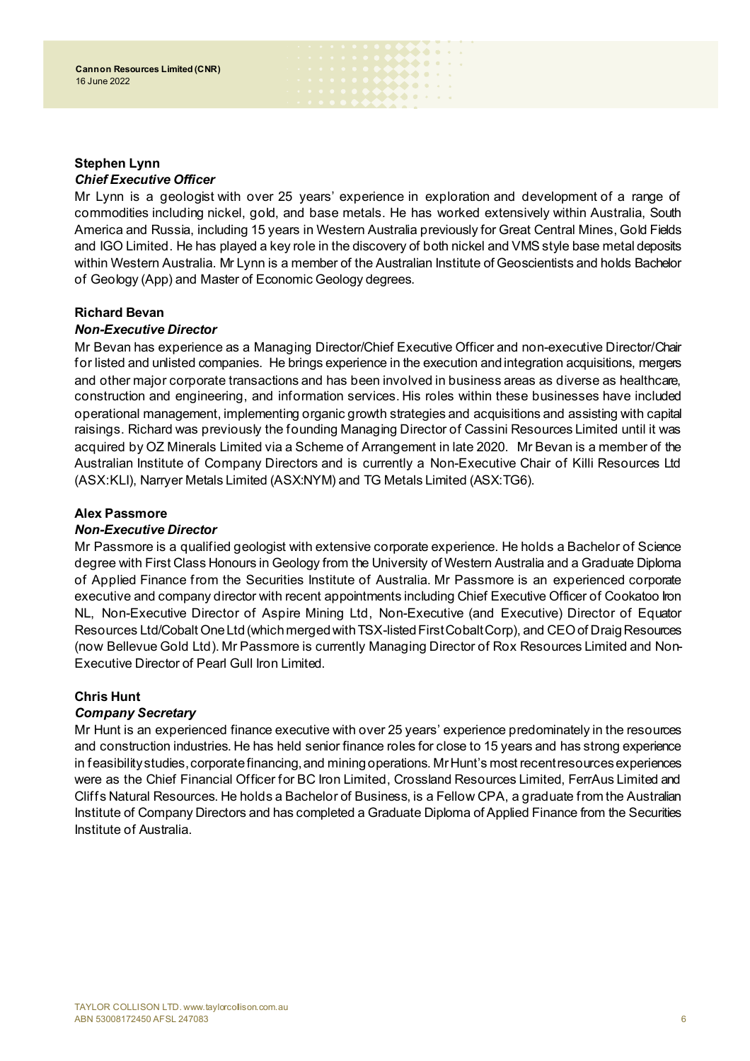**Stephen Lynn**
***Chief Executive Officer***

Mr Lynn is a geologist with over 25 years' experience in exploration and development of a range of commodities including nickel, gold, and base metals. He has worked extensively within Australia, South America and Russia, including 15 years in Western Australia previously for Great Central Mines, Gold Fields and IGO Limited. He has played a key role in the discovery of both nickel and VMS style base metal deposits within Western Australia. Mr Lynn is a member of the Australian Institute of Geoscientists and holds Bachelor of Geology (App) and Master of Economic Geology degrees.

**Richard Bevan**
***Non-Executive Director***

Mr Bevan has experience as a Managing Director/Chief Executive Officer and non-executive Director/Chair for listed and unlisted companies. He brings experience in the execution and integration acquisitions, mergers and other major corporate transactions and has been involved in business areas as diverse as healthcare, construction and engineering, and information services. His roles within these businesses have included operational management, implementing organic growth strategies and acquisitions and assisting with capital raisings. Richard was previously the founding Managing Director of Cassini Resources Limited until it was acquired by OZ Minerals Limited via a Scheme of Arrangement in late 2020. Mr Bevan is a member of the Australian Institute of Company Directors and is currently a Non-Executive Chair of Killi Resources Ltd (ASX:KLI), Narryer Metals Limited (ASX:NYM) and TG Metals Limited (ASX:TG6).

**Alex Passmore**
***Non-Executive Director***

Mr Passmore is a qualified geologist with extensive corporate experience. He holds a Bachelor of Science degree with First Class Honours in Geology from the University of Western Australia and a Graduate Diploma of Applied Finance from the Securities Institute of Australia. Mr Passmore is an experienced corporate executive and company director with recent appointments including Chief Executive Officer of Cookatoo Iron NL, Non-Executive Director of Aspire Mining Ltd, Non-Executive (and Executive) Director of Equator Resources Ltd/Cobalt One Ltd (which merged with TSX-listed First Cobalt Corp), and CEO of Draig Resources (now Bellevue Gold Ltd). Mr Passmore is currently Managing Director of Rox Resources Limited and Non-Executive Director of Pearl Gull Iron Limited.

**Chris Hunt**
***Company Secretary***

Mr Hunt is an experienced finance executive with over 25 years' experience predominately in the resources and construction industries. He has held senior finance roles for close to 15 years and has strong experience in feasibility studies, corporate financing, and mining operations. Mr Hunt's most recent resources experiences were as the Chief Financial Officer for BC Iron Limited, Crossland Resources Limited, FerrAus Limited and Cliffs Natural Resources. He holds a Bachelor of Business, is a Fellow CPA, a graduate from the Australian Institute of Company Directors and has completed a Graduate Diploma of Applied Finance from the Securities Institute of Australia.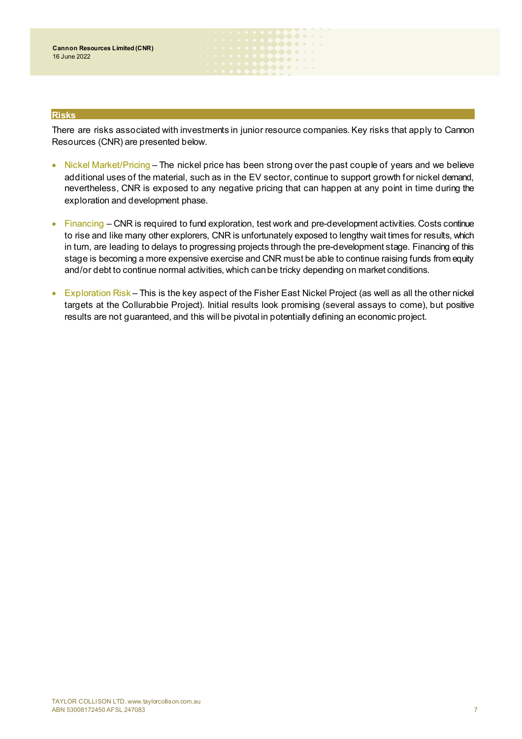## Risks

There are risks associated with investments in junior resource companies. Key risks that apply to Cannon Resources (CNR) are presented below.

- Nickel Market/Pricing – The nickel price has been strong over the past couple of years and we believe additional uses of the material, such as in the EV sector, continue to support growth for nickel demand, nevertheless, CNR is exposed to any negative pricing that can happen at any point in time during the exploration and development phase.

- Financing – CNR is required to fund exploration, test work and pre-development activities. Costs continue to rise and like many other explorers, CNR is unfortunately exposed to lengthy wait times for results, which in turn, are leading to delays to progressing projects through the pre-development stage. Financing of this stage is becoming a more expensive exercise and CNR must be able to continue raising funds from equity and/or debt to continue normal activities, which can be tricky depending on market conditions.

- Exploration Risk – This is the key aspect of the Fisher East Nickel Project (as well as all the other nickel targets at the Collurabbie Project). Initial results look promising (several assays to come), but positive results are not guaranteed, and this will be pivotal in potentially defining an economic project.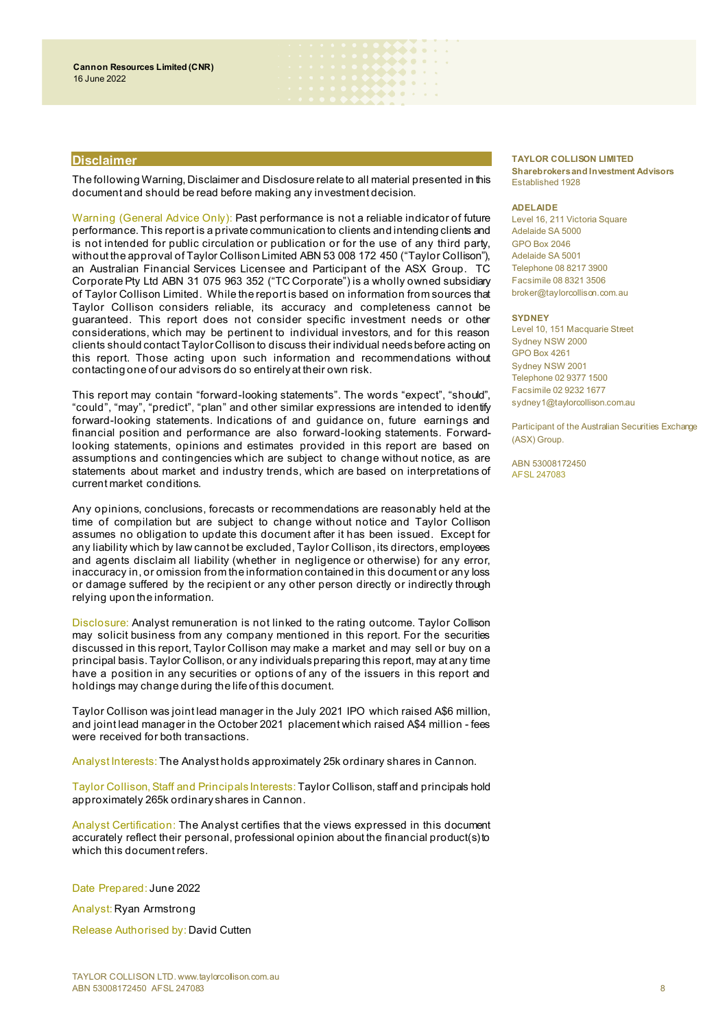## Disclaimer

The following Warning, Disclaimer and Disclosure relate to all material presented in this document and should be read before making any investment decision.

Warning (General Advice Only): Past performance is not a reliable indicator of future performance. This report is a private communication to clients and intending clients and is not intended for public circulation or publication or for the use of any third party, without the approval of Taylor Collison Limited ABN 53 008 172 450 ("Taylor Collison"), an Australian Financial Services Licensee and Participant of the ASX Group. TC Corporate Pty Ltd ABN 31 075 963 352 ("TC Corporate") is a wholly owned subsidiary of Taylor Collison Limited. While the report is based on information from sources that Taylor Collison considers reliable, its accuracy and completeness cannot be guaranteed. This report does not consider specific investment needs or other considerations, which may be pertinent to individual investors, and for this reason clients should contact Taylor Collison to discuss their individual needs before acting on this report. Those acting upon such information and recommendations without contacting one of our advisors do so entirely at their own risk.

This report may contain "forward-looking statements". The words "expect", "should", "could", "may", "predict", "plan" and other similar expressions are intended to identify forward-looking statements. Indications of and guidance on, future earnings and financial position and performance are also forward-looking statements. Forward-looking statements, opinions and estimates provided in this report are based on assumptions and contingencies which are subject to change without notice, as are statements about market and industry trends, which are based on interpretations of current market conditions.

Any opinions, conclusions, forecasts or recommendations are reasonably held at the time of compilation but are subject to change without notice and Taylor Collison assumes no obligation to update this document after it has been issued. Except for any liability which by law cannot be excluded, Taylor Collison, its directors, employees and agents disclaim all liability (whether in negligence or otherwise) for any error, inaccuracy in, or omission from the information contained in this document or any loss or damage suffered by the recipient or any other person directly or indirectly through relying upon the information.

Disclosure: Analyst remuneration is not linked to the rating outcome. Taylor Collison may solicit business from any company mentioned in this report. For the securities discussed in this report, Taylor Collison may make a market and may sell or buy on a principal basis. Taylor Collison, or any individuals preparing this report, may at any time have a position in any securities or options of any of the issuers in this report and holdings may change during the life of this document.

Taylor Collison was joint lead manager in the July 2021 IPO which raised A$6 million, and joint lead manager in the October 2021 placement which raised A$4 million - fees were received for both transactions.

Analyst Interests: The Analyst holds approximately 25k ordinary shares in Cannon.

Taylor Collison, Staff and Principals Interests: Taylor Collison, staff and principals hold approximately 265k ordinary shares in Cannon.

Analyst Certification: The Analyst certifies that the views expressed in this document accurately reflect their personal, professional opinion about the financial product(s) to which this document refers.

Date Prepared: June 2022

Analyst: Ryan Armstrong

Release Authorised by: David Cutten

**TAYLOR COLLISON LIMITED**
**Sharebrokers and Investment Advisors**
Established 1928

**ADELAIDE**
Level 16, 211 Victoria Square
Adelaide SA 5000
GPO Box 2046
Adelaide SA 5001
Telephone 08 8217 3900
Facsimile 08 8321 3506
broker@taylorcollison.com.au

**SYDNEY**
Level 10, 151 Macquarie Street
Sydney NSW 2000
GPO Box 4261
Sydney NSW 2001
Telephone 02 9377 1500
Facsimile 02 9232 1677
sydney1@taylorcollison.com.au

Participant of the Australian Securities Exchange (ASX) Group.

ABN 53008172450
AFSL 247083